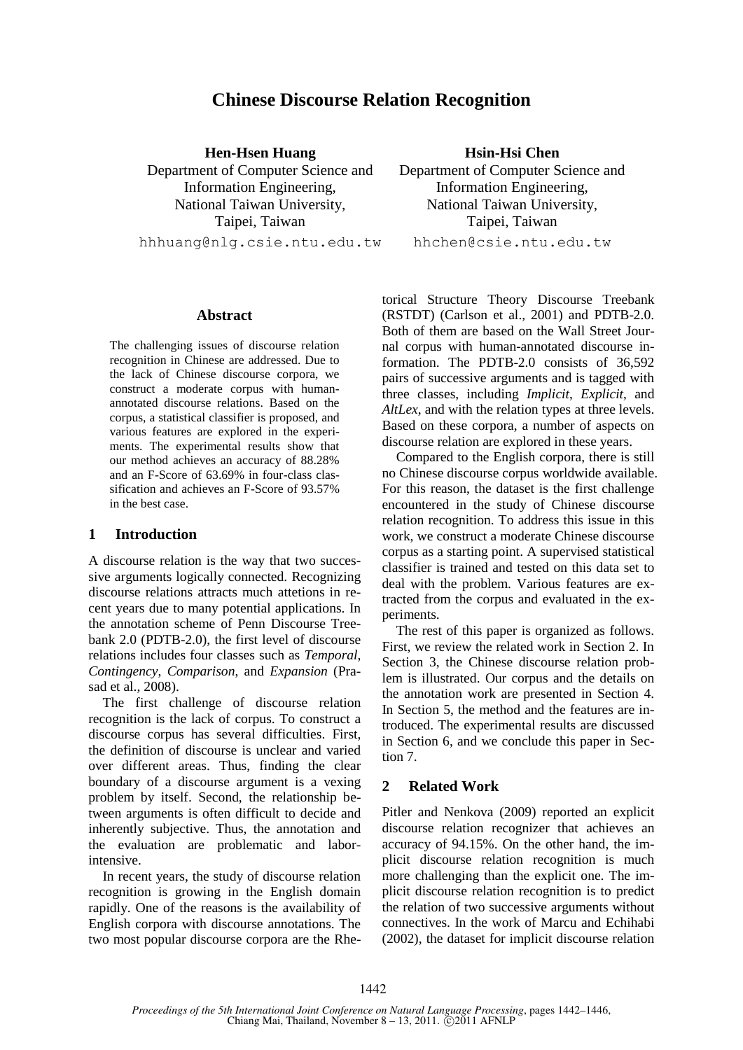# Chinese Discourse Relation Recognition

**Hen-Hsen Huang**
Department of Computer Science and Information Engineering,
National Taiwan University,
Taipei, Taiwan
hhhuang@nlg.csie.ntu.edu.tw

**Hsin-Hsi Chen**
Department of Computer Science and Information Engineering,
National Taiwan University,
Taipei, Taiwan
hhchen@csie.ntu.edu.tw

## Abstract

The challenging issues of discourse relation recognition in Chinese are addressed. Due to the lack of Chinese discourse corpora, we construct a moderate corpus with human-annotated discourse relations. Based on the corpus, a statistical classifier is proposed, and various features are explored in the experiments. The experimental results show that our method achieves an accuracy of 88.28% and an F-Score of 63.69% in four-class classification and achieves an F-Score of 93.57% in the best case.

## 1 Introduction

A discourse relation is the way that two successive arguments logically connected. Recognizing discourse relations attracts much attetions in recent years due to many potential applications. In the annotation scheme of Penn Discourse Treebank 2.0 (PDTB-2.0), the first level of discourse relations includes four classes such as *Temporal*, *Contingency*, *Comparison*, and *Expansion* (Prasad et al., 2008).

The first challenge of discourse relation recognition is the lack of corpus. To construct a discourse corpus has several difficulties. First, the definition of discourse is unclear and varied over different areas. Thus, finding the clear boundary of a discourse argument is a vexing problem by itself. Second, the relationship between arguments is often difficult to decide and inherently subjective. Thus, the annotation and the evaluation are problematic and labor-intensive.

In recent years, the study of discourse relation recognition is growing in the English domain rapidly. One of the reasons is the availability of English corpora with discourse annotations. The two most popular discourse corpora are the Rhetorical Structure Theory Discourse Treebank (RSTDT) (Carlson et al., 2001) and PDTB-2.0. Both of them are based on the Wall Street Journal corpus with human-annotated discourse information. The PDTB-2.0 consists of 36,592 pairs of successive arguments and is tagged with three classes, including *Implicit*, *Explicit*, and *AltLex*, and with the relation types at three levels. Based on these corpora, a number of aspects on discourse relation are explored in these years.

Compared to the English corpora, there is still no Chinese discourse corpus worldwide available. For this reason, the dataset is the first challenge encountered in the study of Chinese discourse relation recognition. To address this issue in this work, we construct a moderate Chinese discourse corpus as a starting point. A supervised statistical classifier is trained and tested on this data set to deal with the problem. Various features are extracted from the corpus and evaluated in the experiments.

The rest of this paper is organized as follows. First, we review the related work in Section 2. In Section 3, the Chinese discourse relation problem is illustrated. Our corpus and the details on the annotation work are presented in Section 4. In Section 5, the method and the features are introduced. The experimental results are discussed in Section 6, and we conclude this paper in Section 7.

## 2 Related Work

Pitler and Nenkova (2009) reported an explicit discourse relation recognizer that achieves an accuracy of 94.15%. On the other hand, the implicit discourse relation recognition is much more challenging than the explicit one. The implicit discourse relation recognition is to predict the relation of two successive arguments without connectives. In the work of Marcu and Echihabi (2002), the dataset for implicit discourse relation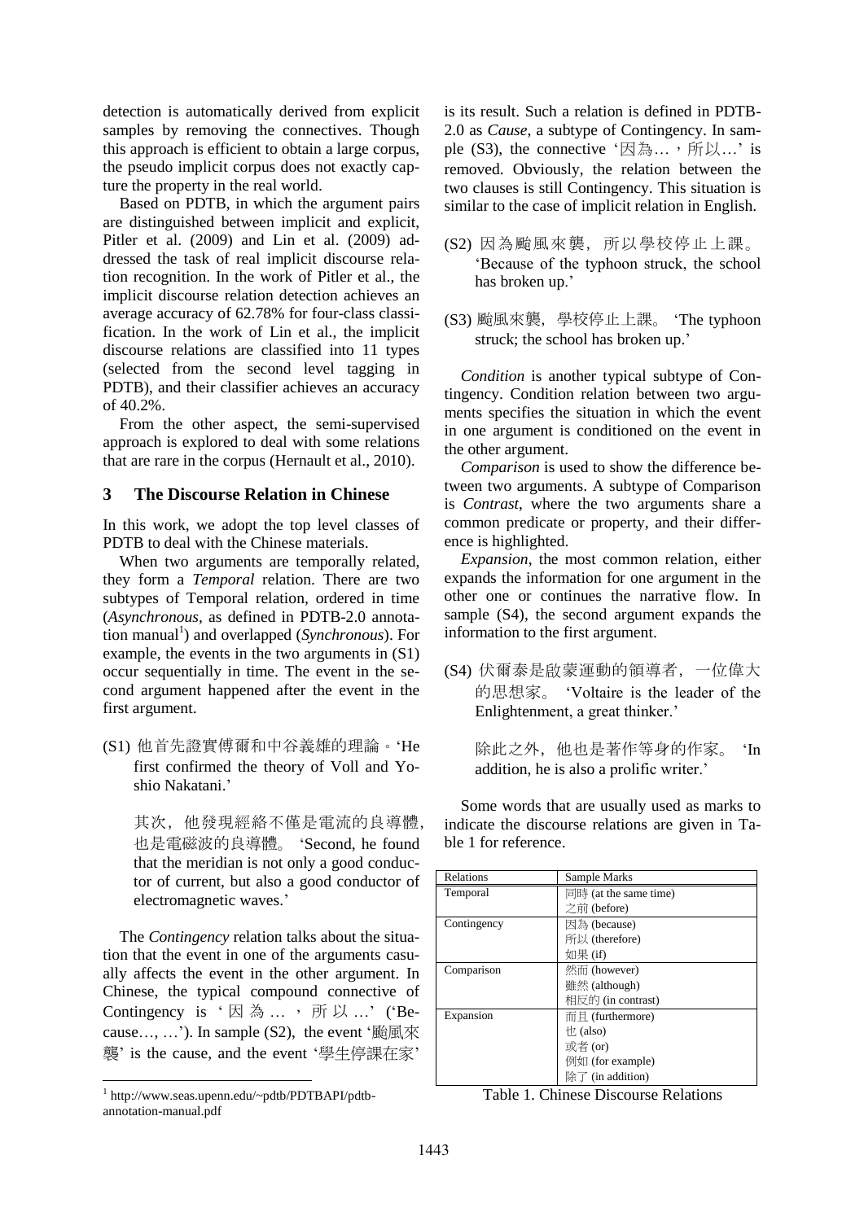detection is automatically derived from explicit samples by removing the connectives. Though this approach is efficient to obtain a large corpus, the pseudo implicit corpus does not exactly capture the property in the real world.

Based on PDTB, in which the argument pairs are distinguished between implicit and explicit, Pitler et al. (2009) and Lin et al. (2009) addressed the task of real implicit discourse relation recognition. In the work of Pitler et al., the implicit discourse relation detection achieves an average accuracy of 62.78% for four-class classification. In the work of Lin et al., the implicit discourse relations are classified into 11 types (selected from the second level tagging in PDTB), and their classifier achieves an accuracy of 40.2%.

From the other aspect, the semi-supervised approach is explored to deal with some relations that are rare in the corpus (Hernault et al., 2010).

## 3 The Discourse Relation in Chinese

In this work, we adopt the top level classes of PDTB to deal with the Chinese materials.

When two arguments are temporally related, they form a *Temporal* relation. There are two subtypes of Temporal relation, ordered in time (*Asynchronous*, as defined in PDTB-2.0 annotation manual[1]) and overlapped (*Synchronous*). For example, the events in the two arguments in (S1) occur sequentially in time. The event in the second argument happened after the event in the first argument.

(S1) 他首先證實傅爾和中谷義雄的理論。'He first confirmed the theory of Voll and Yoshio Nakatani.'

其次，他發現經絡不僅是電流的良導體，也是電磁波的良導體。 'Second, he found that the meridian is not only a good conductor of current, but also a good conductor of electromagnetic waves.'

The *Contingency* relation talks about the situation that the event in one of the arguments casually affects the event in the other argument. In Chinese, the typical compound connective of Contingency is '因為…，所以…' ('Because…, …'). In sample (S2), the event '颱風來襲' is the cause, and the event '學生停課在家' is its result. Such a relation is defined in PDTB-2.0 as *Cause*, a subtype of Contingency. In sample (S3), the connective '因為…，所以…' is removed. Obviously, the relation between the two clauses is still Contingency. This situation is similar to the case of implicit relation in English.

(S2) 因為颱風來襲，所以學校停止上課。 'Because of the typhoon struck, the school has broken up.'

(S3) 颱風來襲，學校停止上課。 'The typhoon struck; the school has broken up.'

*Condition* is another typical subtype of Contingency. Condition relation between two arguments specifies the situation in which the event in one argument is conditioned on the event in the other argument.

*Comparison* is used to show the difference between two arguments. A subtype of Comparison is *Contrast*, where the two arguments share a common predicate or property, and their difference is highlighted.

*Expansion*, the most common relation, either expands the information for one argument in the other one or continues the narrative flow. In sample (S4), the second argument expands the information to the first argument.

(S4) 伏爾泰是啟蒙運動的領導者，一位偉大的思想家。 'Voltaire is the leader of the Enlightenment, a great thinker.'

除此之外，他也是著作等身的作家。 'In addition, he is also a prolific writer.'

Some words that are usually used as marks to indicate the discourse relations are given in Table 1 for reference.

| Relations | Sample Marks |
|---|---|
| Temporal | 同時 (at the same time)<br>之前 (before) |
| Contingency | 因為 (because)<br>所以 (therefore)<br>如果 (if) |
| Comparison | 然而 (however)<br>雖然 (although)<br>相反的 (in contrast) |
| Expansion | 而且 (furthermore)<br>也 (also)<br>或者 (or)<br>例如 (for example)<br>除了 (in addition) |

Table 1. Chinese Discourse Relations

[1] http://www.seas.upenn.edu/~pdtb/PDTBAPI/pdtb-annotation-manual.pdf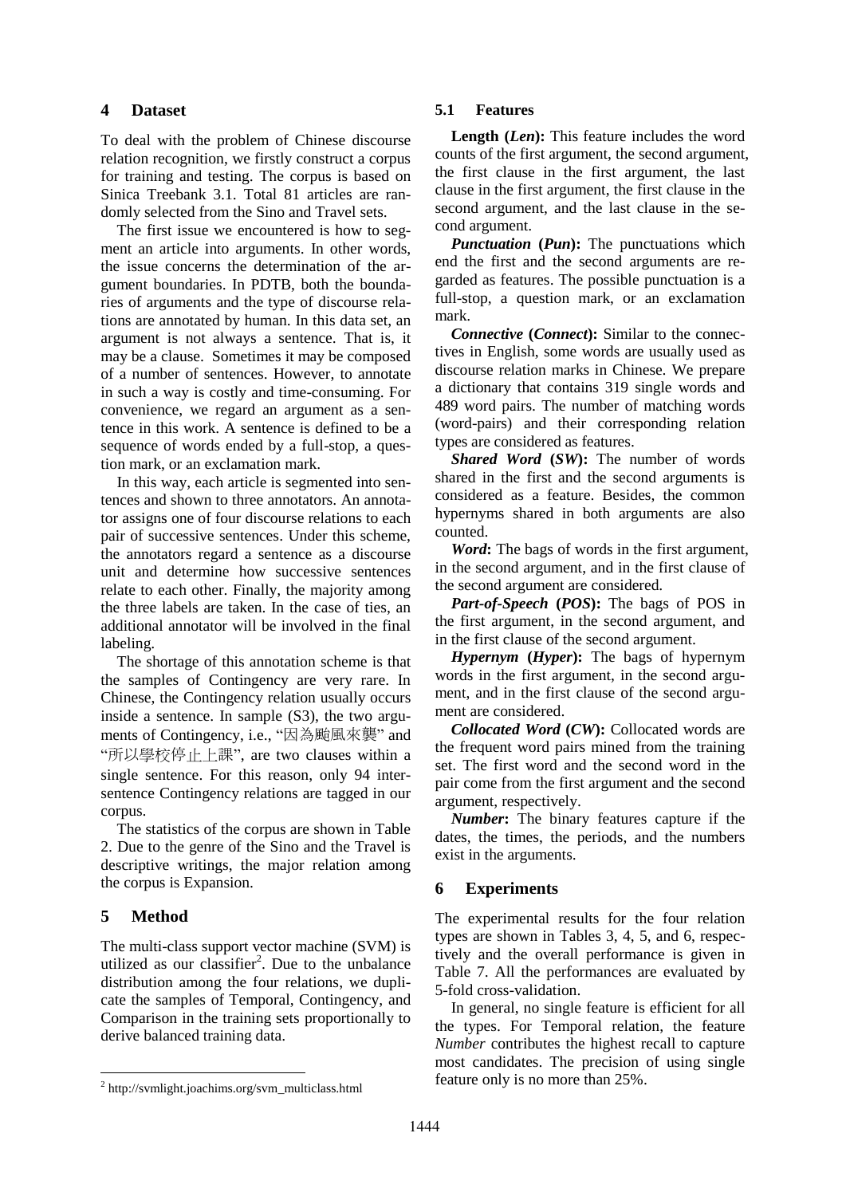## 4 Dataset

To deal with the problem of Chinese discourse relation recognition, we firstly construct a corpus for training and testing. The corpus is based on Sinica Treebank 3.1. Total 81 articles are randomly selected from the Sino and Travel sets.

The first issue we encountered is how to segment an article into arguments. In other words, the issue concerns the determination of the argument boundaries. In PDTB, both the boundaries of arguments and the type of discourse relations are annotated by human. In this data set, an argument is not always a sentence. That is, it may be a clause. Sometimes it may be composed of a number of sentences. However, to annotate in such a way is costly and time-consuming. For convenience, we regard an argument as a sentence in this work. A sentence is defined to be a sequence of words ended by a full-stop, a question mark, or an exclamation mark.

In this way, each article is segmented into sentences and shown to three annotators. An annotator assigns one of four discourse relations to each pair of successive sentences. Under this scheme, the annotators regard a sentence as a discourse unit and determine how successive sentences relate to each other. Finally, the majority among the three labels are taken. In the case of ties, an additional annotator will be involved in the final labeling.

The shortage of this annotation scheme is that the samples of Contingency are very rare. In Chinese, the Contingency relation usually occurs inside a sentence. In sample (S3), the two arguments of Contingency, i.e., "因為颱風來襲" and "所以學校停止上課", are two clauses within a single sentence. For this reason, only 94 inter-sentence Contingency relations are tagged in our corpus.

The statistics of the corpus are shown in Table 2. Due to the genre of the Sino and the Travel is descriptive writings, the major relation among the corpus is Expansion.

## 5 Method

The multi-class support vector machine (SVM) is utilized as our classifier[2]. Due to the unbalance distribution among the four relations, we duplicate the samples of Temporal, Contingency, and Comparison in the training sets proportionally to derive balanced training data.

[2] http://svmlight.joachims.org/svm_multiclass.html

### 5.1 Features

**Length (*Len*):** This feature includes the word counts of the first argument, the second argument, the first clause in the first argument, the last clause in the first argument, the first clause in the second argument, and the last clause in the second argument.

***Punctuation* (*Pun*):** The punctuations which end the first and the second arguments are regarded as features. The possible punctuation is a full-stop, a question mark, or an exclamation mark.

***Connective* (*Connect*):** Similar to the connectives in English, some words are usually used as discourse relation marks in Chinese. We prepare a dictionary that contains 319 single words and 489 word pairs. The number of matching words (word-pairs) and their corresponding relation types are considered as features.

***Shared Word* (*SW*):** The number of words shared in the first and the second arguments is considered as a feature. Besides, the common hypernyms shared in both arguments are also counted.

***Word*:** The bags of words in the first argument, in the second argument, and in the first clause of the second argument are considered.

***Part-of-Speech* (*POS*):** The bags of POS in the first argument, in the second argument, and in the first clause of the second argument.

***Hypernym* (*Hyper*):** The bags of hypernym words in the first argument, in the second argument, and in the first clause of the second argument are considered.

***Collocated Word* (*CW*):** Collocated words are the frequent word pairs mined from the training set. The first word and the second word in the pair come from the first argument and the second argument, respectively.

***Number*:** The binary features capture if the dates, the times, the periods, and the numbers exist in the arguments.

## 6 Experiments

The experimental results for the four relation types are shown in Tables 3, 4, 5, and 6, respectively and the overall performance is given in Table 7. All the performances are evaluated by 5-fold cross-validation.

In general, no single feature is efficient for all the types. For Temporal relation, the feature *Number* contributes the highest recall to capture most candidates. The precision of using single feature only is no more than 25%.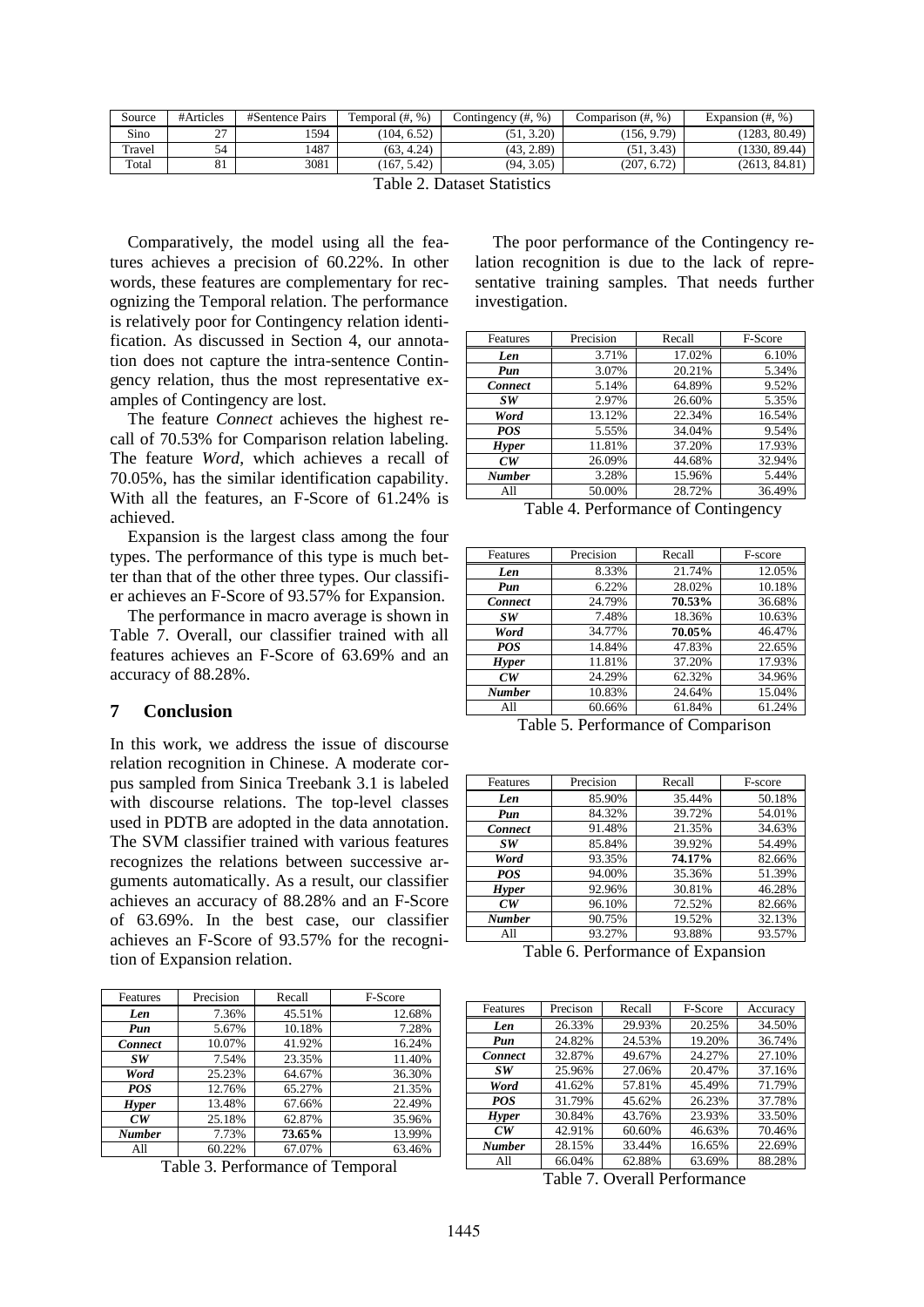| Source | #Articles | #Sentence Pairs | Temporal (#, %) | Contingency (#, %) | Comparison (#, %) | Expansion (#, %) |
|---|---|---|---|---|---|---|
| Sino | 27 | 1594 | (104, 6.52) | (51, 3.20) | (156, 9.79) | (1283, 80.49) |
| Travel | 54 | 1487 | (63, 4.24) | (43, 2.89) | (51, 3.43) | (1330, 89.44) |
| Total | 81 | 3081 | (167, 5.42) | (94, 3.05) | (207, 6.72) | (2613, 84.81) |

Table 2. Dataset Statistics

Comparatively, the model using all the features achieves a precision of 60.22%. In other words, these features are complementary for recognizing the Temporal relation. The performance is relatively poor for Contingency relation identification. As discussed in Section 4, our annotation does not capture the intra-sentence Contingency relation, thus the most representative examples of Contingency are lost.

The feature *Connect* achieves the highest recall of 70.53% for Comparison relation labeling. The feature *Word*, which achieves a recall of 70.05%, has the similar identification capability. With all the features, an F-Score of 61.24% is achieved.

Expansion is the largest class among the four types. The performance of this type is much better than that of the other three types. Our classifier achieves an F-Score of 93.57% for Expansion.

The performance in macro average is shown in Table 7. Overall, our classifier trained with all features achieves an F-Score of 63.69% and an accuracy of 88.28%.

## 7 Conclusion

In this work, we address the issue of discourse relation recognition in Chinese. A moderate corpus sampled from Sinica Treebank 3.1 is labeled with discourse relations. The top-level classes used in PDTB are adopted in the data annotation. The SVM classifier trained with various features recognizes the relations between successive arguments automatically. As a result, our classifier achieves an accuracy of 88.28% and an F-Score of 63.69%. In the best case, our classifier achieves an F-Score of 93.57% for the recognition of Expansion relation.

| Features | Precision | Recall | F-Score |
|---|---|---|---|
| ***Len*** | 7.36% | 45.51% | 12.68% |
| ***Pun*** | 5.67% | 10.18% | 7.28% |
| ***Connect*** | 10.07% | 41.92% | 16.24% |
| ***SW*** | 7.54% | 23.35% | 11.40% |
| ***Word*** | 25.23% | 64.67% | 36.30% |
| ***POS*** | 12.76% | 65.27% | 21.35% |
| ***Hyper*** | 13.48% | 67.66% | 22.49% |
| ***CW*** | 25.18% | 62.87% | 35.96% |
| ***Number*** | 7.73% | **73.65%** | 13.99% |
| All | 60.22% | 67.07% | 63.46% |

Table 3. Performance of Temporal

The poor performance of the Contingency relation recognition is due to the lack of representative training samples. That needs further investigation.

| Features | Precision | Recall | F-Score |
|---|---|---|---|
| ***Len*** | 3.71% | 17.02% | 6.10% |
| ***Pun*** | 3.07% | 20.21% | 5.34% |
| ***Connect*** | 5.14% | 64.89% | 9.52% |
| ***SW*** | 2.97% | 26.60% | 5.35% |
| ***Word*** | 13.12% | 22.34% | 16.54% |
| ***POS*** | 5.55% | 34.04% | 9.54% |
| ***Hyper*** | 11.81% | 37.20% | 17.93% |
| ***CW*** | 26.09% | 44.68% | 32.94% |
| ***Number*** | 3.28% | 15.96% | 5.44% |
| All | 50.00% | 28.72% | 36.49% |

Table 4. Performance of Contingency

| Features | Precision | Recall | F-score |
|---|---|---|---|
| ***Len*** | 8.33% | 21.74% | 12.05% |
| ***Pun*** | 6.22% | 28.02% | 10.18% |
| ***Connect*** | 24.79% | **70.53%** | 36.68% |
| ***SW*** | 7.48% | 18.36% | 10.63% |
| ***Word*** | 34.77% | **70.05%** | 46.47% |
| ***POS*** | 14.84% | 47.83% | 22.65% |
| ***Hyper*** | 11.81% | 37.20% | 17.93% |
| ***CW*** | 24.29% | 62.32% | 34.96% |
| ***Number*** | 10.83% | 24.64% | 15.04% |
| All | 60.66% | 61.84% | 61.24% |

Table 5. Performance of Comparison

| Features | Precision | Recall | F-score |
|---|---|---|---|
| ***Len*** | 85.90% | 35.44% | 50.18% |
| ***Pun*** | 84.32% | 39.72% | 54.01% |
| ***Connect*** | 91.48% | 21.35% | 34.63% |
| ***SW*** | 85.84% | 39.92% | 54.49% |
| ***Word*** | 93.35% | **74.17%** | 82.66% |
| ***POS*** | 94.00% | 35.36% | 51.39% |
| ***Hyper*** | 92.96% | 30.81% | 46.28% |
| ***CW*** | 96.10% | 72.52% | 82.66% |
| ***Number*** | 90.75% | 19.52% | 32.13% |
| All | 93.27% | 93.88% | 93.57% |

Table 6. Performance of Expansion

| Features | Precison | Recall | F-Score | Accuracy |
|---|---|---|---|---|
| ***Len*** | 26.33% | 29.93% | 20.25% | 34.50% |
| ***Pun*** | 24.82% | 24.53% | 19.20% | 36.74% |
| ***Connect*** | 32.87% | 49.67% | 24.27% | 27.10% |
| ***SW*** | 25.96% | 27.06% | 20.47% | 37.16% |
| ***Word*** | 41.62% | 57.81% | 45.49% | 71.79% |
| ***POS*** | 31.79% | 45.62% | 26.23% | 37.78% |
| ***Hyper*** | 30.84% | 43.76% | 23.93% | 33.50% |
| ***CW*** | 42.91% | 60.60% | 46.63% | 70.46% |
| ***Number*** | 28.15% | 33.44% | 16.65% | 22.69% |
| All | 66.04% | 62.88% | 63.69% | 88.28% |

Table 7. Overall Performance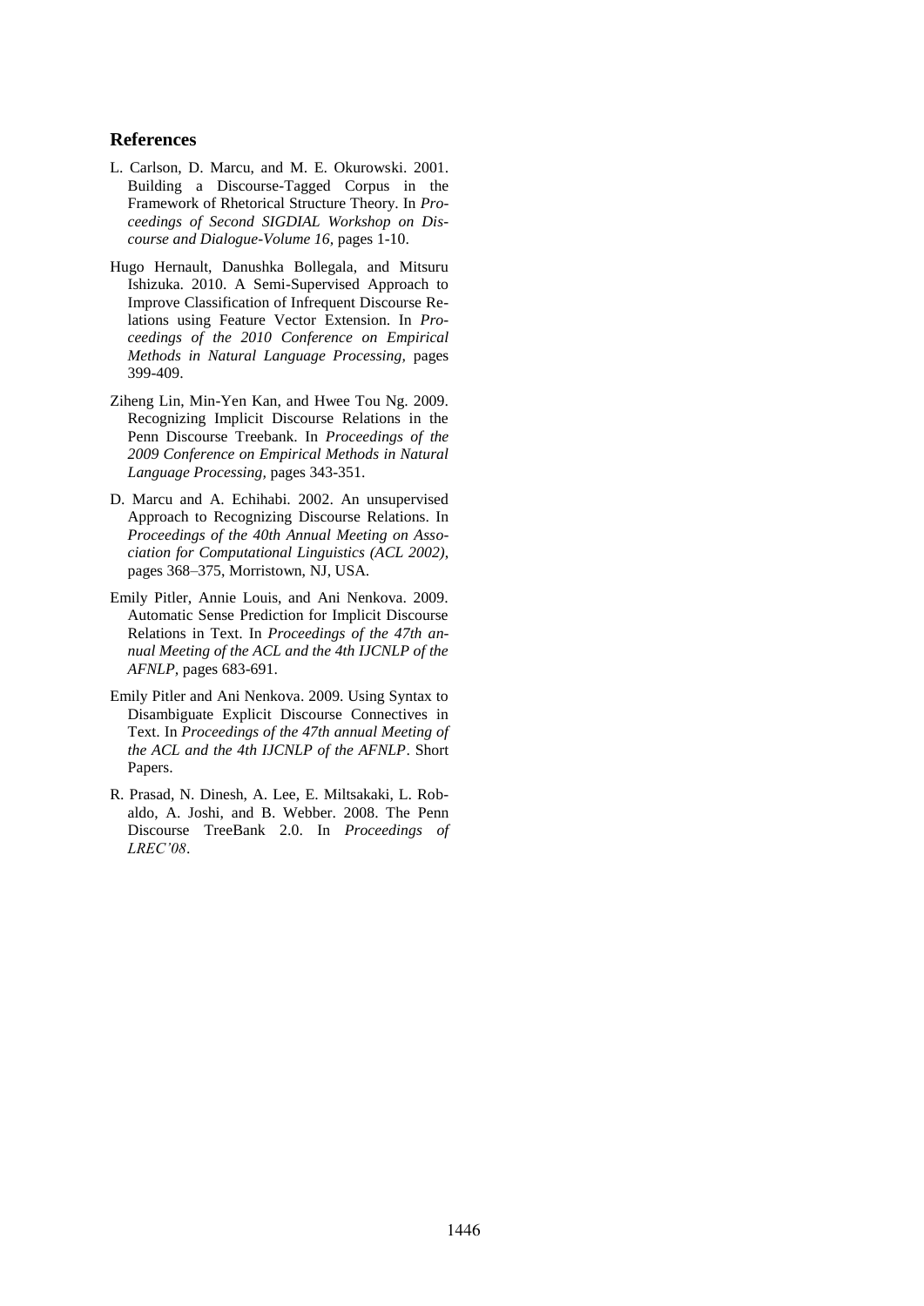## References

L. Carlson, D. Marcu, and M. E. Okurowski. 2001. Building a Discourse-Tagged Corpus in the Framework of Rhetorical Structure Theory. In *Proceedings of Second SIGDIAL Workshop on Discourse and Dialogue-Volume 16*, pages 1-10.

Hugo Hernault, Danushka Bollegala, and Mitsuru Ishizuka. 2010. A Semi-Supervised Approach to Improve Classification of Infrequent Discourse Relations using Feature Vector Extension. In *Proceedings of the 2010 Conference on Empirical Methods in Natural Language Processing,* pages 399-409.

Ziheng Lin, Min-Yen Kan, and Hwee Tou Ng. 2009. Recognizing Implicit Discourse Relations in the Penn Discourse Treebank. In *Proceedings of the 2009 Conference on Empirical Methods in Natural Language Processing,* pages 343-351.

D. Marcu and A. Echihabi. 2002. An unsupervised Approach to Recognizing Discourse Relations. In *Proceedings of the 40th Annual Meeting on Association for Computational Linguistics (ACL 2002),* pages 368–375, Morristown, NJ, USA.

Emily Pitler, Annie Louis, and Ani Nenkova. 2009. Automatic Sense Prediction for Implicit Discourse Relations in Text. In *Proceedings of the 47th annual Meeting of the ACL and the 4th IJCNLP of the AFNLP,* pages 683-691.

Emily Pitler and Ani Nenkova. 2009. Using Syntax to Disambiguate Explicit Discourse Connectives in Text. In *Proceedings of the 47th annual Meeting of the ACL and the 4th IJCNLP of the AFNLP*. Short Papers.

R. Prasad, N. Dinesh, A. Lee, E. Miltsakaki, L. Robaldo, A. Joshi, and B. Webber. 2008. The Penn Discourse TreeBank 2.0. In *Proceedings of LREC'08*.